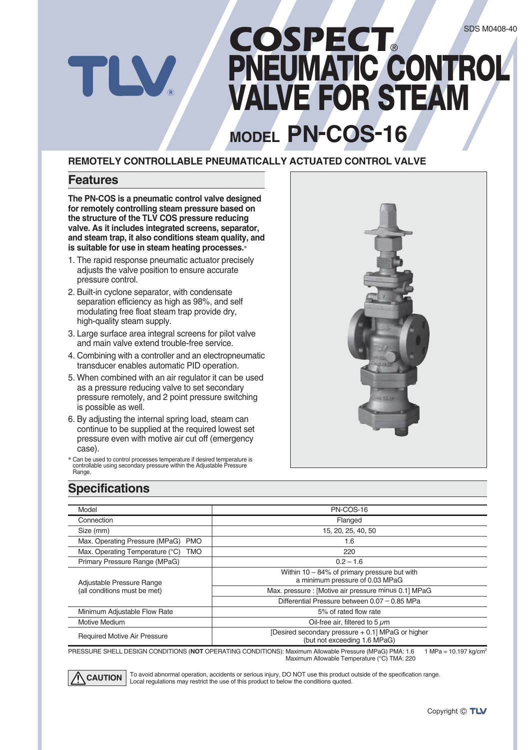SDS M0408-40

# COSPECT® PNEUMATIC CONTROL VALVE FOR STEAM

# MODEL PN-COS-16

**REMOTELY CONTROLLABLE PNEUMATICALLY ACTUATED CONTROL VALVE**

## Features

**The PN-COS is a pneumatic control valve designed for remotely controlling steam pressure based on the structure of the TLV COS pressure reducing valve. As it includes integrated screens, separator, and steam trap, it also conditions steam quality, and is suitable for use in steam heating processes.***

1. The rapid response pneumatic actuator precisely adjusts the valve position to ensure accurate pressure control.
2. Built-in cyclone separator, with condensate separation efficiency as high as 98%, and self modulating free float steam trap provide dry, high-quality steam supply.
3. Large surface area integral screens for pilot valve and main valve extend trouble-free service.
4. Combining with a controller and an electropneumatic transducer enables automatic PID operation.
5. When combined with an air regulator it can be used as a pressure reducing valve to set secondary pressure remotely, and 2 point pressure switching is possible as well.
6. By adjusting the internal spring load, steam can continue to be supplied at the required lowest set pressure even with motive air cut off (emergency case).

* Can be used to control processes temperature if desired temperature is controllable using secondary pressure within the Adjustable Pressure Range.

## Specifications

| Model | PN-COS-16 |
|---|---|
| Connection | Flanged |
| Size (mm) | 15, 20, 25, 40, 50 |
| Max. Operating Pressure (MPaG) PMO | 1.6 |
| Max. Operating Temperature (°C) TMO | 220 |
| Primary Pressure Range (MPaG) | 0.2 – 1.6 |
| Adjustable Pressure Range (all conditions must be met) | Within 10 – 84% of primary pressure but with a minimum pressure of 0.03 MPaG |
| | Max. pressure : [Motive air pressure minus 0.1] MPaG |
| | Differential Pressure between 0.07 – 0.85 MPa |
| Minimum Adjustable Flow Rate | 5% of rated flow rate |
| Motive Medium | Oil-free air, filtered to 5 $\mu m$ |
| Required Motive Air Pressure | [Desired secondary pressure + 0.1] MPaG or higher (but not exceeding 1.6 MPaG) |

PRESSURE SHELL DESIGN CONDITIONS (**NOT** OPERATING CONDITIONS): Maximum Allowable Pressure (MPaG) PMA: 1.6 Maximum Allowable Temperature (°C) TMA: 220

1 MPa = 10.197 kg/cm²

**CAUTION** To avoid abnormal operation, accidents or serious injury, DO NOT use this product outside of the specification range. Local regulations may restrict the use of this product to below the conditions quoted.

Copyright © TLV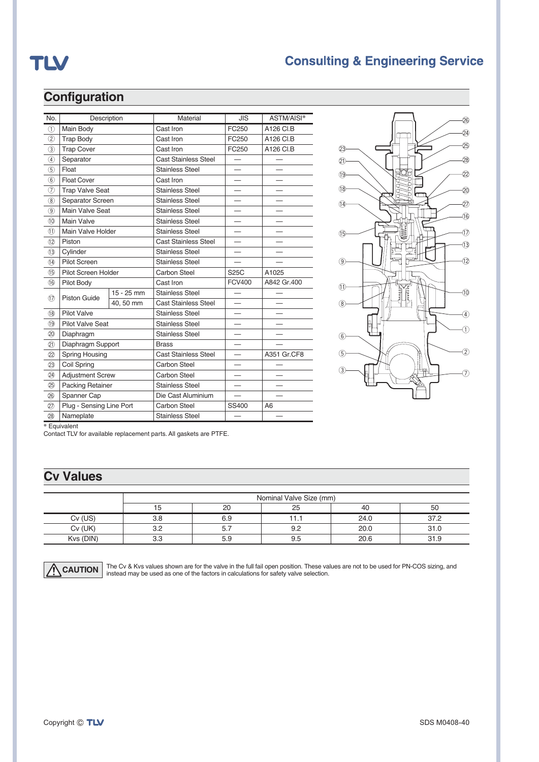## Configuration

| No. | Description | | Material | JIS | ASTM/AISI* |
|---|---|---|---|---|---|
| ① | Main Body | | Cast Iron | FC250 | A126 Cl.B |
| ② | Trap Body | | Cast Iron | FC250 | A126 Cl.B |
| ③ | Trap Cover | | Cast Iron | FC250 | A126 Cl.B |
| ④ | Separator | | Cast Stainless Steel | — | — |
| ⑤ | Float | | Stainless Steel | — | — |
| ⑥ | Float Cover | | Cast Iron | — | — |
| ⑦ | Trap Valve Seat | | Stainless Steel | — | — |
| ⑧ | Separator Screen | | Stainless Steel | — | — |
| ⑨ | Main Valve Seat | | Stainless Steel | — | — |
| ⑩ | Main Valve | | Stainless Steel | — | — |
| ⑪ | Main Valve Holder | | Stainless Steel | — | — |
| ⑫ | Piston | | Cast Stainless Steel | — | — |
| ⑬ | Cylinder | | Stainless Steel | — | — |
| ⑭ | Pilot Screen | | Stainless Steel | — | — |
| ⑮ | Pilot Screen Holder | | Carbon Steel | S25C | A1025 |
| ⑯ | Pilot Body | | Cast Iron | FCV400 | A842 Gr.400 |
| ⑰ | Piston Guide | 15 - 25 mm | Stainless Steel | — | — |
| | | 40, 50 mm | Cast Stainless Steel | — | — |
| ⑱ | Pilot Valve | | Stainless Steel | — | — |
| ⑲ | Pilot Valve Seat | | Stainless Steel | — | — |
| ⑳ | Diaphragm | | Stainless Steel | — | — |
| ㉑ | Diaphragm Support | | Brass | — | — |
| ㉒ | Spring Housing | | Cast Stainless Steel | — | A351 Gr.CF8 |
| ㉓ | Coil Spring | | Carbon Steel | — | — |
| ㉔ | Adjustment Screw | | Carbon Steel | — | — |
| ㉕ | Packing Retainer | | Stainless Steel | — | — |
| ㉖ | Spanner Cap | | Die Cast Aluminium | — | — |
| ㉗ | Plug - Sensing Line Port | | Carbon Steel | SS400 | A6 |
| ㉘ | Nameplate | | Stainless Steel | — | — |

* Equivalent

Contact TLV for available replacement parts. All gaskets are PTFE.

## Cv Values

| | Nominal Valve Size (mm) | | | | |
|---|---|---|---|---|---|
| | 15 | 20 | 25 | 40 | 50 |
| Cv (US) | 3.8 | 6.9 | 11.1 | 24.0 | 37.2 |
| Cv (UK) | 3.2 | 5.7 | 9.2 | 20.0 | 31.0 |
| Kvs (DIN) | 3.3 | 5.9 | 9.5 | 20.6 | 31.9 |

**CAUTION** The Cv & Kvs values shown are for the valve in the full fail open position. These values are not to be used for PN-COS sizing, and instead may be used as one of the factors in calculations for safety valve selection.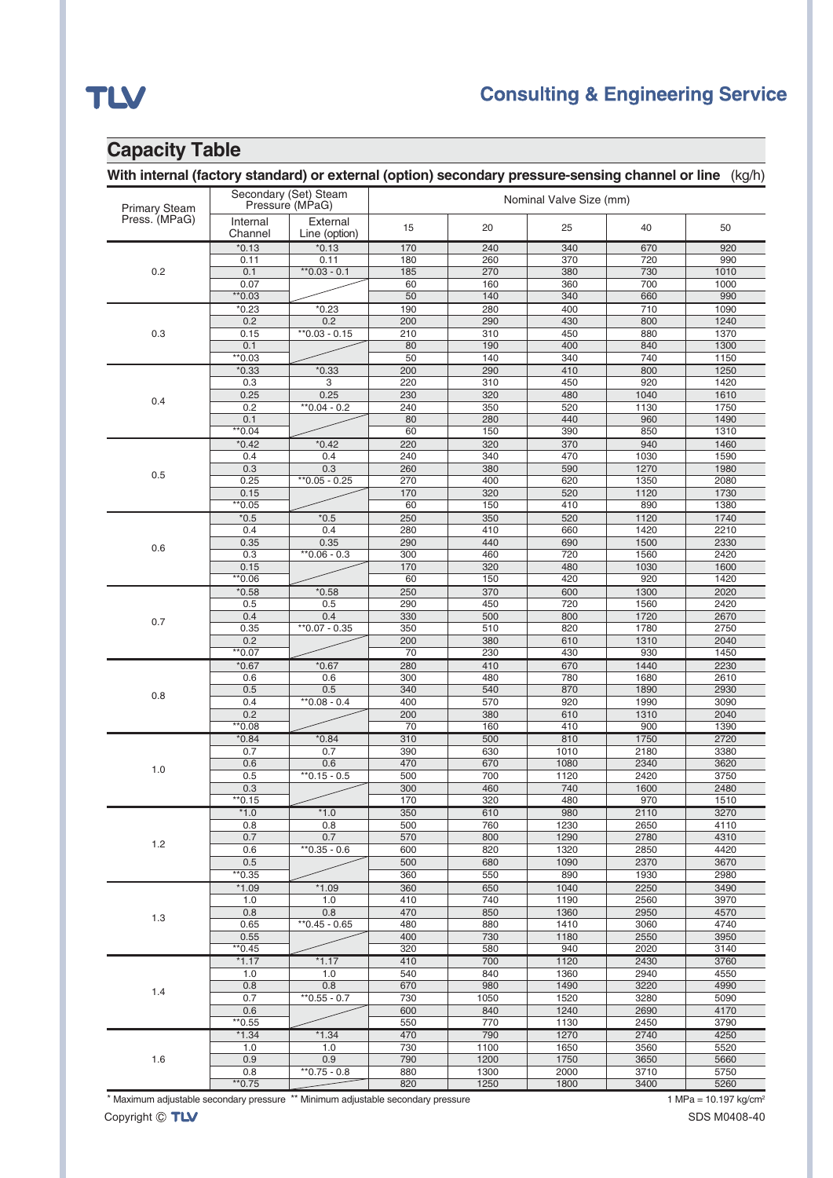## Capacity Table

**With internal (factory standard) or external (option) secondary pressure-sensing channel or line** (kg/h)

| Primary Steam Press. (MPaG) | Secondary (Set) Steam Pressure (MPaG) | | Nominal Valve Size (mm) | | | | |
|---|---|---|---|---|---|---|---|
| | Internal Channel | External Line (option) | 15 | 20 | 25 | 40 | 50 |
| 0.2 | *0.13 | *0.13 | 170 | 240 | 340 | 670 | 920 |
| | 0.11 | 0.11 | 180 | 260 | 370 | 720 | 990 |
| | 0.1 | **0.03 - 0.1 | 185 | 270 | 380 | 730 | 1010 |
| | 0.07 | | 60 | 160 | 360 | 700 | 1000 |
| | **0.03 | | 50 | 140 | 340 | 660 | 990 |
| 0.3 | *0.23 | *0.23 | 190 | 280 | 400 | 710 | 1090 |
| | 0.2 | 0.2 | 200 | 290 | 430 | 800 | 1240 |
| | 0.15 | **0.03 - 0.15 | 210 | 310 | 450 | 880 | 1370 |
| | 0.1 | | 80 | 190 | 400 | 840 | 1300 |
| | **0.03 | | 50 | 140 | 340 | 740 | 1150 |
| 0.4 | *0.33 | *0.33 | 200 | 290 | 410 | 800 | 1250 |
| | 0.3 | 3 | 220 | 310 | 450 | 920 | 1420 |
| | 0.25 | 0.25 | 230 | 320 | 480 | 1040 | 1610 |
| | 0.2 | **0.04 - 0.2 | 240 | 350 | 520 | 1130 | 1750 |
| | 0.1 | | 80 | 280 | 440 | 960 | 1490 |
| | **0.04 | | 60 | 150 | 390 | 850 | 1310 |
| 0.5 | *0.42 | *0.42 | 220 | 320 | 370 | 940 | 1460 |
| | 0.4 | 0.4 | 240 | 340 | 470 | 1030 | 1590 |
| | 0.3 | 0.3 | 260 | 380 | 590 | 1270 | 1980 |
| | 0.25 | **0.05 - 0.25 | 270 | 400 | 620 | 1350 | 2080 |
| | 0.15 | | 170 | 320 | 520 | 1120 | 1730 |
| | **0.05 | | 60 | 150 | 410 | 890 | 1380 |
| 0.6 | *0.5 | *0.5 | 250 | 350 | 520 | 1120 | 1740 |
| | 0.4 | 0.4 | 280 | 410 | 660 | 1420 | 2210 |
| | 0.35 | 0.35 | 290 | 440 | 690 | 1500 | 2330 |
| | 0.3 | **0.06 - 0.3 | 300 | 460 | 720 | 1560 | 2420 |
| | 0.15 | | 170 | 320 | 480 | 1030 | 1600 |
| | **0.06 | | 60 | 150 | 420 | 920 | 1420 |
| 0.7 | *0.58 | *0.58 | 250 | 370 | 600 | 1300 | 2020 |
| | 0.5 | 0.5 | 290 | 450 | 720 | 1560 | 2420 |
| | 0.4 | 0.4 | 330 | 500 | 800 | 1720 | 2670 |
| | 0.35 | **0.07 - 0.35 | 350 | 510 | 820 | 1780 | 2750 |
| | 0.2 | | 200 | 380 | 610 | 1310 | 2040 |
| | **0.07 | | 70 | 230 | 430 | 930 | 1450 |
| 0.8 | *0.67 | *0.67 | 280 | 410 | 670 | 1440 | 2230 |
| | 0.6 | 0.6 | 300 | 480 | 780 | 1680 | 2610 |
| | 0.5 | 0.5 | 340 | 540 | 870 | 1890 | 2930 |
| | 0.4 | **0.08 - 0.4 | 400 | 570 | 920 | 1990 | 3090 |
| | 0.2 | | 200 | 380 | 610 | 1310 | 2040 |
| | **0.08 | | 70 | 160 | 410 | 900 | 1390 |
| 1.0 | *0.84 | *0.84 | 310 | 500 | 810 | 1750 | 2720 |
| | 0.7 | 0.7 | 390 | 630 | 1010 | 2180 | 3380 |
| | 0.6 | 0.6 | 470 | 670 | 1080 | 2340 | 3620 |
| | 0.5 | **0.15 - 0.5 | 500 | 700 | 1120 | 2420 | 3750 |
| | 0.3 | | 300 | 460 | 740 | 1600 | 2480 |
| | **0.15 | | 170 | 320 | 480 | 970 | 1510 |
| 1.2 | *1.0 | *1.0 | 350 | 610 | 980 | 2110 | 3270 |
| | 0.8 | 0.8 | 500 | 760 | 1230 | 2650 | 4110 |
| | 0.7 | 0.7 | 570 | 800 | 1290 | 2780 | 4310 |
| | 0.6 | **0.35 - 0.6 | 600 | 820 | 1320 | 2850 | 4420 |
| | 0.5 | | 500 | 680 | 1090 | 2370 | 3670 |
| | **0.35 | | 360 | 550 | 890 | 1930 | 2980 |
| 1.3 | *1.09 | *1.09 | 360 | 650 | 1040 | 2250 | 3490 |
| | 1.0 | 1.0 | 410 | 740 | 1190 | 2560 | 3970 |
| | 0.8 | 0.8 | 470 | 850 | 1360 | 2950 | 4570 |
| | 0.65 | **0.45 - 0.65 | 480 | 880 | 1410 | 3060 | 4740 |
| | 0.55 | | 400 | 730 | 1180 | 2550 | 3950 |
| | **0.45 | | 320 | 580 | 940 | 2020 | 3140 |
| 1.4 | *1.17 | *1.17 | 410 | 700 | 1120 | 2430 | 3760 |
| | 1.0 | 1.0 | 540 | 840 | 1360 | 2940 | 4550 |
| | 0.8 | 0.8 | 670 | 980 | 1490 | 3220 | 4990 |
| | 0.7 | **0.55 - 0.7 | 730 | 1050 | 1520 | 3280 | 5090 |
| | 0.6 | | 600 | 840 | 1240 | 2690 | 4170 |
| | **0.55 | | 550 | 770 | 1130 | 2450 | 3790 |
| 1.6 | *1.34 | *1.34 | 470 | 790 | 1270 | 2740 | 4250 |
| | 1.0 | 1.0 | 730 | 1100 | 1650 | 3560 | 5520 |
| | 0.9 | 0.9 | 790 | 1200 | 1750 | 3650 | 5660 |
| | 0.8 | **0.75 - 0.8 | 880 | 1300 | 2000 | 3710 | 5750 |
| | **0.75 | | 820 | 1250 | 1800 | 3400 | 5260 |

* Maximum adjustable secondary pressure ** Minimum adjustable secondary pressure

1 MPa = 10.197 kg/cm²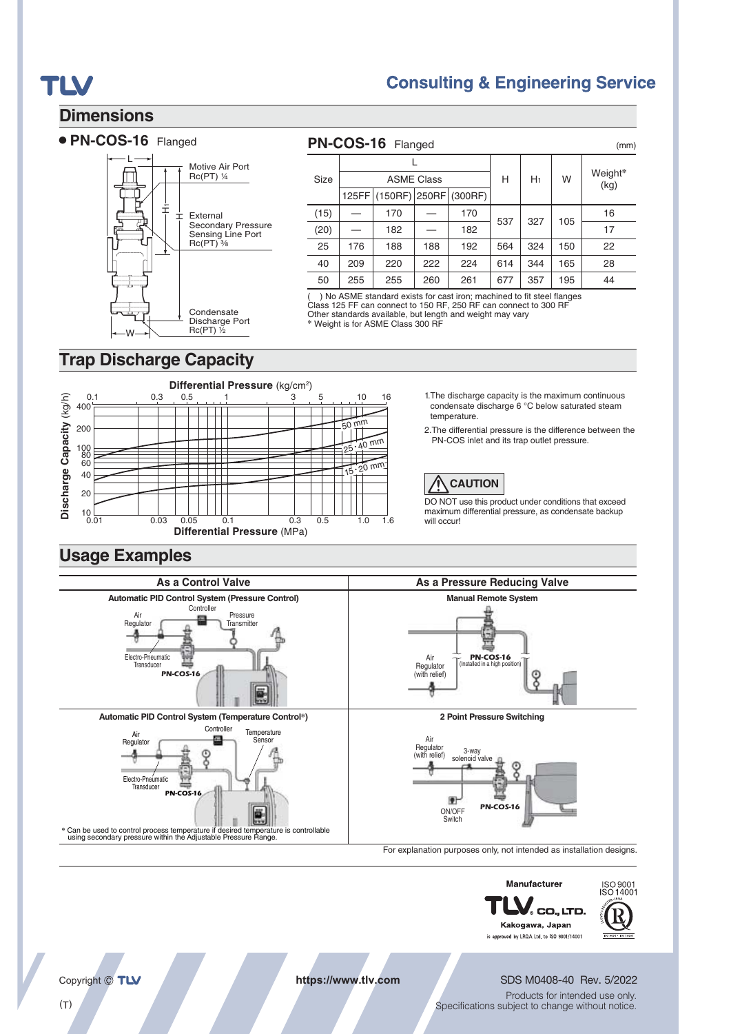Consulting & Engineering Service

## Dimensions

### ● PN-COS-16 Flanged

L

Motive Air Port
Rc(PT) ¼

H₁

H

External
Secondary Pressure
Sensing Line Port
Rc(PT) ⅜

Condensate
Discharge Port
Rc(PT) ½

W

### PN-COS-16 Flanged

(mm)

| Size | L | | | | H | $H_1$ | W | Weight* (kg) |
|---|---|---|---|---|---|---|---|---|
| | ASME Class | | | | | | | |
| | 125FF | (150RF) | 250RF | (300RF) | | | | |
| (15) | — | 170 | — | 170 | 537 | 327 | 105 | 16 |
| (20) | — | 182 | — | 182 | 537 | 327 | 105 | 17 |
| 25 | 176 | 188 | 188 | 192 | 564 | 324 | 150 | 22 |
| 40 | 209 | 220 | 222 | 224 | 614 | 344 | 165 | 28 |
| 50 | 255 | 255 | 260 | 261 | 677 | 357 | 195 | 44 |

( ) No ASME standard exists for cast iron; machined to fit steel flanges
Class 125 FF can connect to 150 RF, 250 RF can connect to 300 RF
Other standards available, but length and weight may vary
* Weight is for ASME Class 300 RF

## Trap Discharge Capacity

Differential Pressure (kg/cm²)
0.1 0.3 0.5 1 3 5 10 16
Discharge Capacity (kg/h)
400 200 100 80 60 40 20 10
50 mm
25 · 40 mm
15 · 20 mm
0.01 0.03 0.05 0.1 0.3 0.5 1.0 1.6
Differential Pressure (MPa)

1. The discharge capacity is the maximum continuous condensate discharge 6 °C below saturated steam temperature.
2. The differential pressure is the difference between the PN-COS inlet and its trap outlet pressure.

**⚠ CAUTION**

DO NOT use this product under conditions that exceed maximum differential pressure, as condensate backup will occur!

## Usage Examples

| As a Control Valve | As a Pressure Reducing Valve |
|---|---|
| **Automatic PID Control System (Pressure Control)** | **Manual Remote System** |
| Controller, Air Regulator, Pressure Transmitter, Electro-Pneumatic Transducer, PN-COS-16 | Air Regulator (with relief), PN-COS-16 (Installed in a high position) |
| **Automatic PID Control System (Temperature Control*)** | **2 Point Pressure Switching** |
| Controller, Air Regulator, Temperature Sensor, Electro-Pneumatic Transducer, PN-COS-16 | Air Regulator (with relief), 3-way solenoid valve, ON/OFF Switch, PN-COS-16 |

* Can be used to control process temperature if desired temperature is controllable using secondary pressure within the Adjustable Pressure Range.

For explanation purposes only, not intended as installation designs.

Manufacturer
TLV CO., LTD.
Kakogawa, Japan
is approved by LRQA Ltd. to ISO 9001/14001
ISO 9001
ISO 14001

Copyright © TLV

https://www.tlv.com

SDS M0408-40 Rev. 5/2022

(T)

Products for intended use only.
Specifications subject to change without notice.